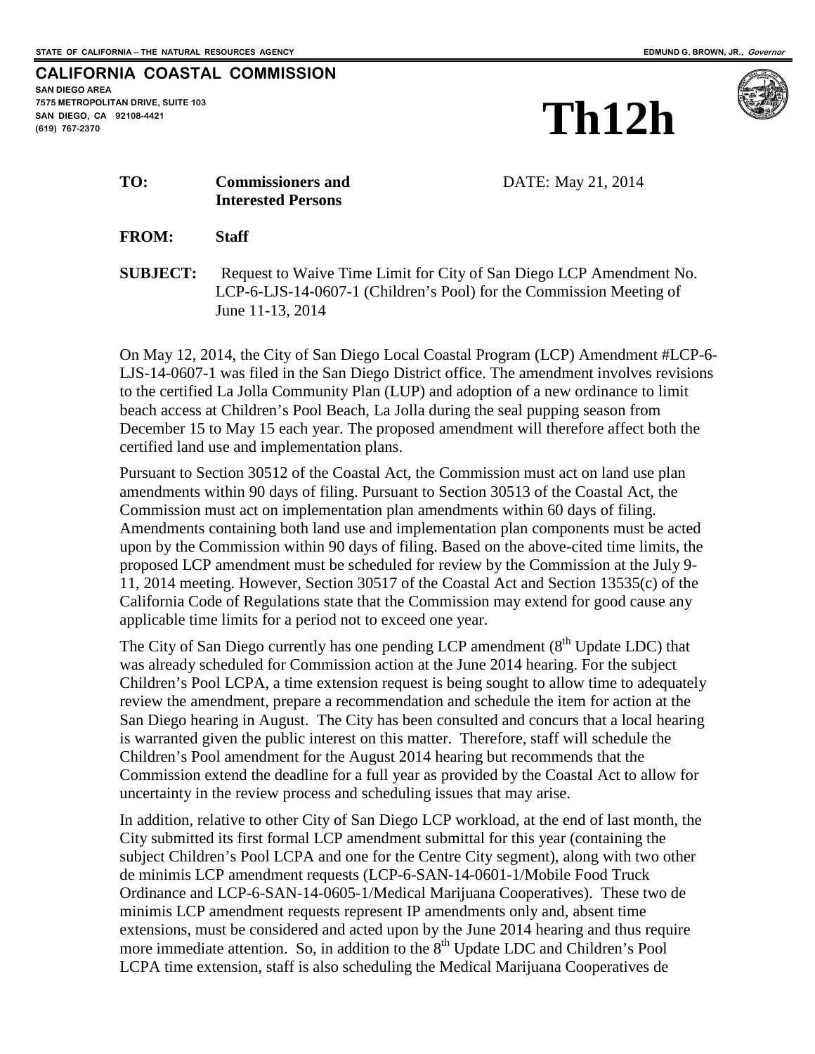STATE OF CALIFORNIA -- THE NATURAL RESOURCES AGENCY

EDMUND G. BROWN, JR., *Governor*

**CALIFORNIA COASTAL COMMISSION**

**SAN DIEGO AREA**
**7575 METROPOLITAN DRIVE, SUITE 103**
**SAN DIEGO, CA 92108-4421**
**(619) 767-2370**

# Th12h

**TO:** **Commissioners and Interested Persons**

DATE: May 21, 2014

**FROM:** **Staff**

**SUBJECT:** Request to Waive Time Limit for City of San Diego LCP Amendment No. LCP-6-LJS-14-0607-1 (Children's Pool) for the Commission Meeting of June 11-13, 2014

On May 12, 2014, the City of San Diego Local Coastal Program (LCP) Amendment #LCP-6-LJS-14-0607-1 was filed in the San Diego District office. The amendment involves revisions to the certified La Jolla Community Plan (LUP) and adoption of a new ordinance to limit beach access at Children's Pool Beach, La Jolla during the seal pupping season from December 15 to May 15 each year. The proposed amendment will therefore affect both the certified land use and implementation plans.

Pursuant to Section 30512 of the Coastal Act, the Commission must act on land use plan amendments within 90 days of filing. Pursuant to Section 30513 of the Coastal Act, the Commission must act on implementation plan amendments within 60 days of filing. Amendments containing both land use and implementation plan components must be acted upon by the Commission within 90 days of filing. Based on the above-cited time limits, the proposed LCP amendment must be scheduled for review by the Commission at the July 9-11, 2014 meeting. However, Section 30517 of the Coastal Act and Section 13535(c) of the California Code of Regulations state that the Commission may extend for good cause any applicable time limits for a period not to exceed one year.

The City of San Diego currently has one pending LCP amendment (8th Update LDC) that was already scheduled for Commission action at the June 2014 hearing. For the subject Children's Pool LCPA, a time extension request is being sought to allow time to adequately review the amendment, prepare a recommendation and schedule the item for action at the San Diego hearing in August. The City has been consulted and concurs that a local hearing is warranted given the public interest on this matter. Therefore, staff will schedule the Children's Pool amendment for the August 2014 hearing but recommends that the Commission extend the deadline for a full year as provided by the Coastal Act to allow for uncertainty in the review process and scheduling issues that may arise.

In addition, relative to other City of San Diego LCP workload, at the end of last month, the City submitted its first formal LCP amendment submittal for this year (containing the subject Children's Pool LCPA and one for the Centre City segment), along with two other de minimis LCP amendment requests (LCP-6-SAN-14-0601-1/Mobile Food Truck Ordinance and LCP-6-SAN-14-0605-1/Medical Marijuana Cooperatives). These two de minimis LCP amendment requests represent IP amendments only and, absent time extensions, must be considered and acted upon by the June 2014 hearing and thus require more immediate attention. So, in addition to the 8th Update LDC and Children's Pool LCPA time extension, staff is also scheduling the Medical Marijuana Cooperatives de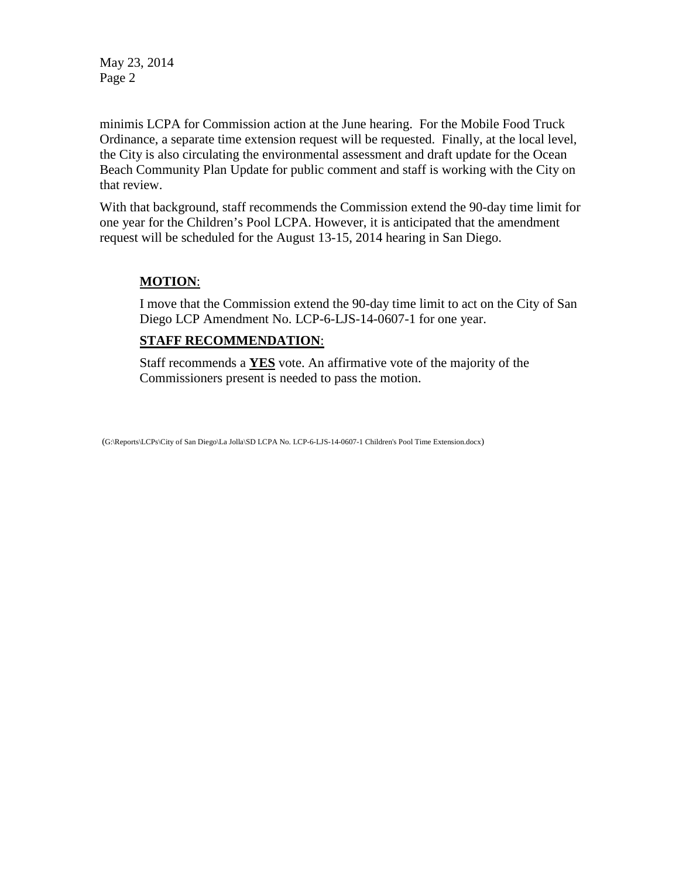minimis LCPA for Commission action at the June hearing. For the Mobile Food Truck Ordinance, a separate time extension request will be requested. Finally, at the local level, the City is also circulating the environmental assessment and draft update for the Ocean Beach Community Plan Update for public comment and staff is working with the City on that review.

With that background, staff recommends the Commission extend the 90-day time limit for one year for the Children's Pool LCPA. However, it is anticipated that the amendment request will be scheduled for the August 13-15, 2014 hearing in San Diego.

**MOTION**:

I move that the Commission extend the 90-day time limit to act on the City of San Diego LCP Amendment No. LCP-6-LJS-14-0607-1 for one year.

**STAFF RECOMMENDATION**:

Staff recommends a **YES** vote. An affirmative vote of the majority of the Commissioners present is needed to pass the motion.

(G:\Reports\LCPs\City of San Diego\La Jolla\SD LCPA No. LCP-6-LJS-14-0607-1 Children's Pool Time Extension.docx)